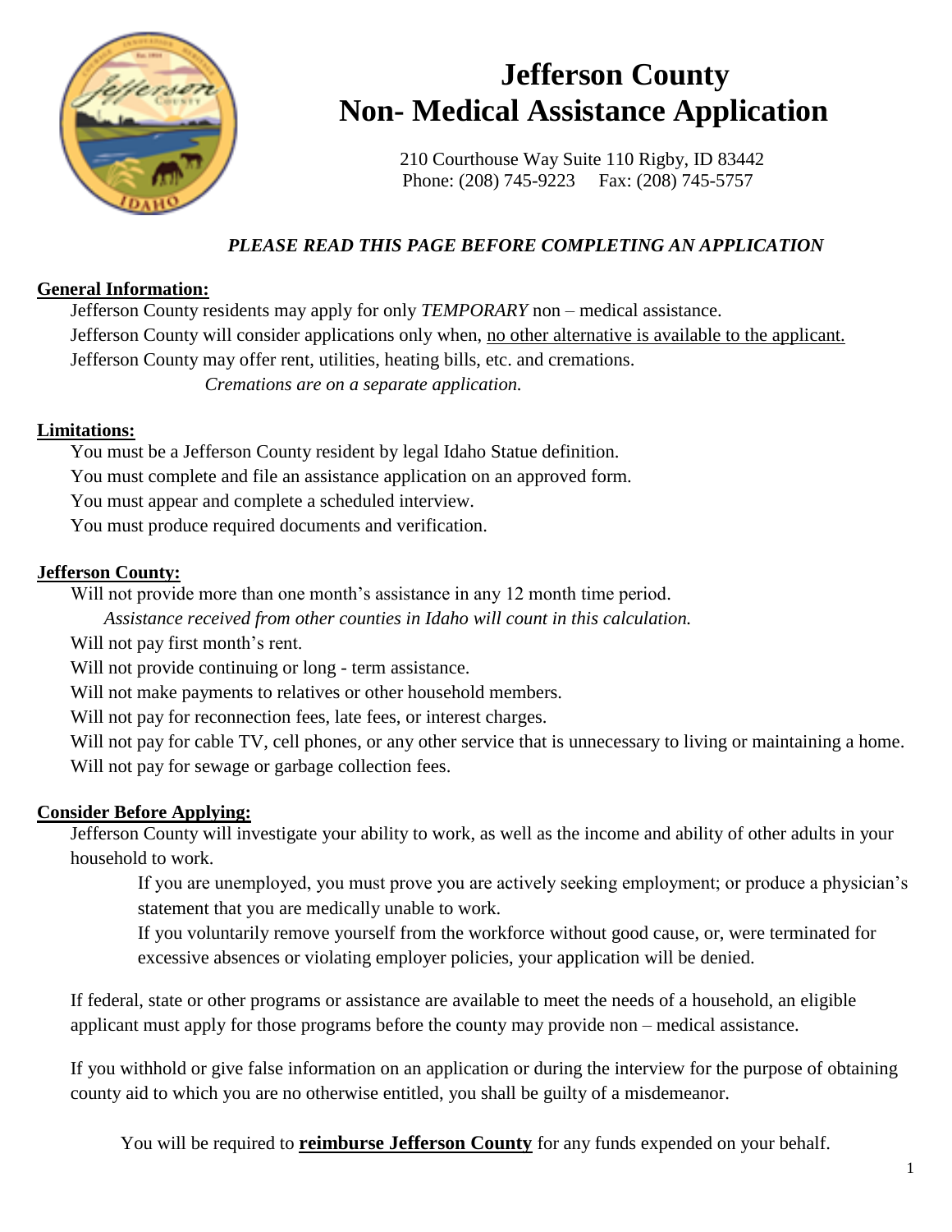# Jefferson County
# Non- Medical Assistance Application

210 Courthouse Way Suite 110 Rigby, ID 83442
Phone: (208) 745-9223 Fax: (208) 745-5757

***PLEASE READ THIS PAGE BEFORE COMPLETING AN APPLICATION***

**General Information:**

Jefferson County residents may apply for only *TEMPORARY* non – medical assistance.
Jefferson County will consider applications only when, no other alternative is available to the applicant.
Jefferson County may offer rent, utilities, heating bills, etc. and cremations.
*Cremations are on a separate application.*

**Limitations:**

You must be a Jefferson County resident by legal Idaho Statue definition.
You must complete and file an assistance application on an approved form.
You must appear and complete a scheduled interview.
You must produce required documents and verification.

**Jefferson County:**

Will not provide more than one month's assistance in any 12 month time period.
*Assistance received from other counties in Idaho will count in this calculation.*
Will not pay first month's rent.
Will not provide continuing or long - term assistance.
Will not make payments to relatives or other household members.
Will not pay for reconnection fees, late fees, or interest charges.
Will not pay for cable TV, cell phones, or any other service that is unnecessary to living or maintaining a home.
Will not pay for sewage or garbage collection fees.

**Consider Before Applying:**

Jefferson County will investigate your ability to work, as well as the income and ability of other adults in your household to work.

If you are unemployed, you must prove you are actively seeking employment; or produce a physician's statement that you are medically unable to work.
If you voluntarily remove yourself from the workforce without good cause, or, were terminated for excessive absences or violating employer policies, your application will be denied.

If federal, state or other programs or assistance are available to meet the needs of a household, an eligible applicant must apply for those programs before the county may provide non – medical assistance.

If you withhold or give false information on an application or during the interview for the purpose of obtaining county aid to which you are no otherwise entitled, you shall be guilty of a misdemeanor.

You will be required to **reimburse Jefferson County** for any funds expended on your behalf.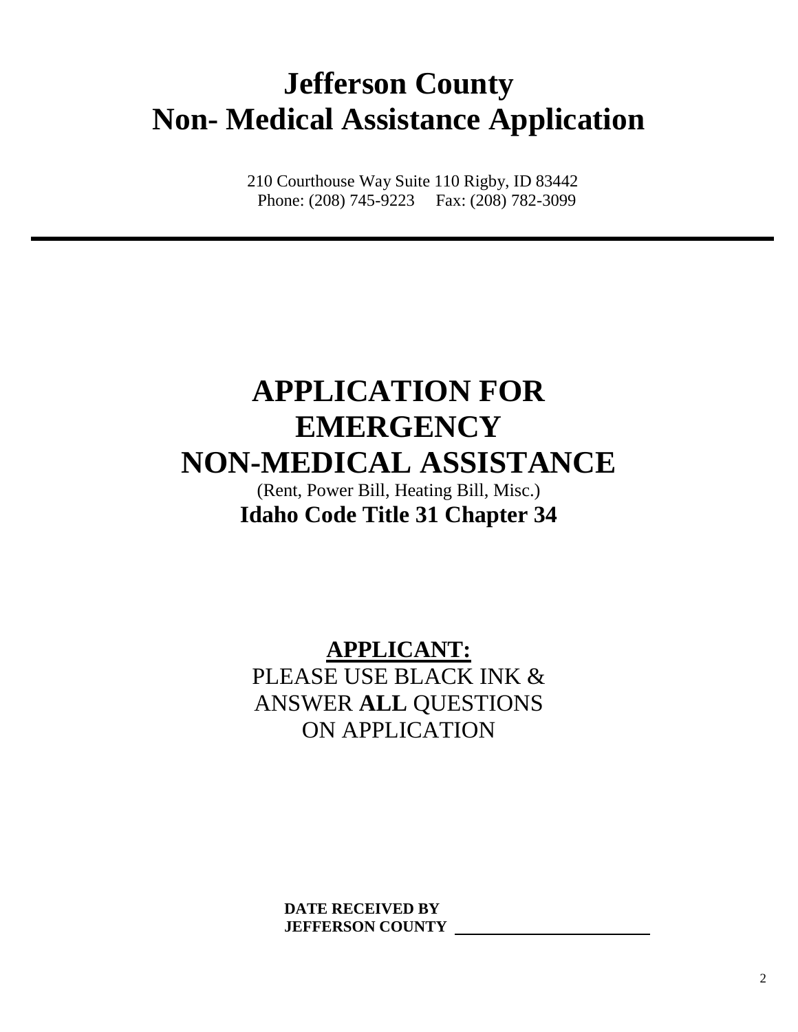# Jefferson County
# Non- Medical Assistance Application

210 Courthouse Way Suite 110 Rigby, ID 83442
Phone: (208) 745-9223     Fax: (208) 782-3099

---

# APPLICATION FOR EMERGENCY NON-MEDICAL ASSISTANCE

(Rent, Power Bill, Heating Bill, Misc.)

**Idaho Code Title 31 Chapter 34**

## APPLICANT:

PLEASE USE BLACK INK & ANSWER **ALL** QUESTIONS ON APPLICATION

**DATE RECEIVED BY JEFFERSON COUNTY** ______________________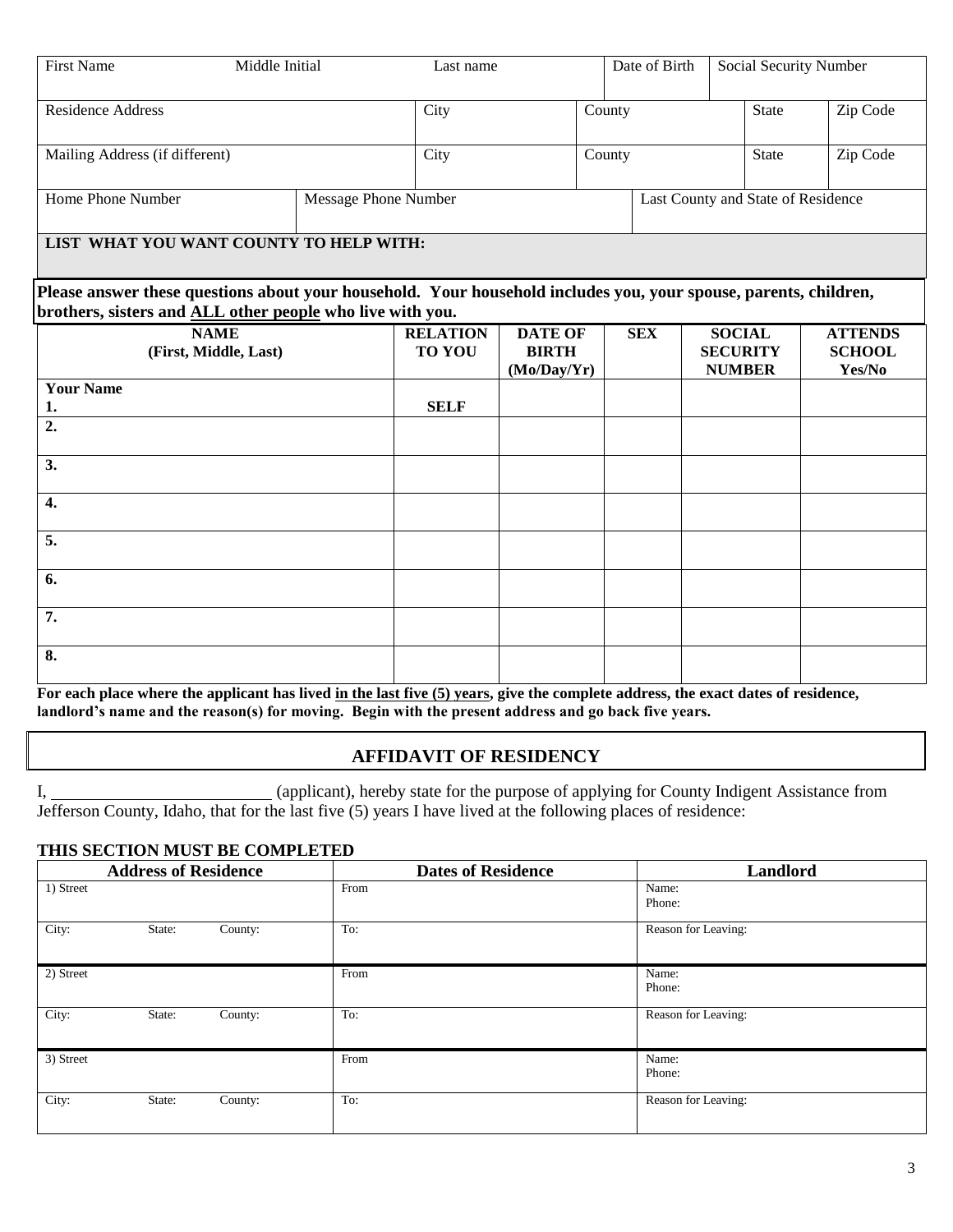| First Name | Middle Initial | Last name | Date of Birth | Social Security Number |
|---|---|---|---|---|
| | | | | |

| Residence Address | City | County | State | Zip Code |
|---|---|---|---|---|
| | | | | |

| Mailing Address (if different) | City | County | State | Zip Code |
|---|---|---|---|---|
| | | | | |

| Home Phone Number | Message Phone Number | Last County and State of Residence |
|---|---|---|
| | | |

**LIST WHAT YOU WANT COUNTY TO HELP WITH:**

**Please answer these questions about your household. Your household includes you, your spouse, parents, children, brothers, sisters and ALL other people who live with you.**

| NAME (First, Middle, Last) | RELATION TO YOU | DATE OF BIRTH (Mo/Day/Yr) | SEX | SOCIAL SECURITY NUMBER | ATTENDS SCHOOL Yes/No |
|---|---|---|---|---|---|
| **Your Name** **1.** | **SELF** | | | | |
| **2.** | | | | | |
| **3.** | | | | | |
| **4.** | | | | | |
| **5.** | | | | | |
| **6.** | | | | | |
| **7.** | | | | | |
| **8.** | | | | | |

**For each place where the applicant has lived in the last five (5) years, give the complete address, the exact dates of residence, landlord's name and the reason(s) for moving. Begin with the present address and go back five years.**

## AFFIDAVIT OF RESIDENCY

I, \_\_\_\_\_\_\_\_\_\_\_\_\_\_\_\_\_\_\_\_\_\_\_\_\_\_ (applicant), hereby state for the purpose of applying for County Indigent Assistance from Jefferson County, Idaho, that for the last five (5) years I have lived at the following places of residence:

**THIS SECTION MUST BE COMPLETED**

| Address of Residence | Dates of Residence | Landlord |
|---|---|---|
| 1) Street | From | Name: Phone: |
| City: State: County: | To: | Reason for Leaving: |
| 2) Street | From | Name: Phone: |
| City: State: County: | To: | Reason for Leaving: |
| 3) Street | From | Name: Phone: |
| City: State: County: | To: | Reason for Leaving: |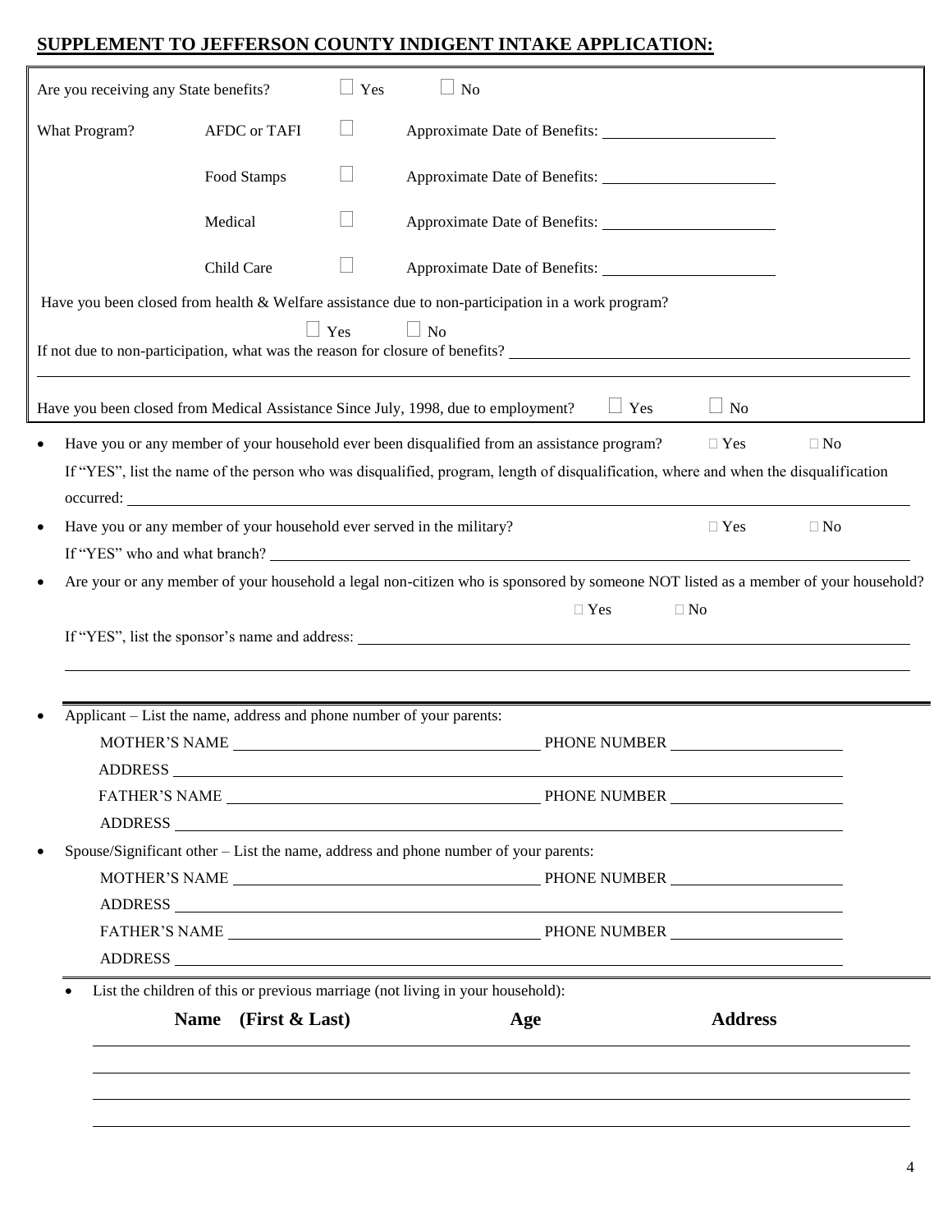## SUPPLEMENT TO JEFFERSON COUNTY INDIGENT INTAKE APPLICATION:

Are you receiving any State benefits? ☐ Yes ☐ No

| What Program? | | | |
|---|---|---|---|
| | AFDC or TAFI | ☐ | Approximate Date of Benefits: ____________ |
| | Food Stamps | ☐ | Approximate Date of Benefits: ____________ |
| | Medical | ☐ | Approximate Date of Benefits: ____________ |
| | Child Care | ☐ | Approximate Date of Benefits: ____________ |

Have you been closed from health & Welfare assistance due to non-participation in a work program?

☐ Yes ☐ No

If not due to non-participation, what was the reason for closure of benefits? ____________

Have you been closed from Medical Assistance Since July, 1998, due to employment? ☐ Yes ☐ No

- Have you or any member of your household ever been disqualified from an assistance program? ☐ Yes ☐ No

  If "YES", list the name of the person who was disqualified, program, length of disqualification, where and when the disqualification occurred: ____________

- Have you or any member of your household ever served in the military? ☐ Yes ☐ No

  If "YES" who and what branch? ____________

- Are your or any member of your household a legal non-citizen who is sponsored by someone NOT listed as a member of your household?

  ☐ Yes ☐ No

  If "YES", list the sponsor's name and address: ____________

- Applicant – List the name, address and phone number of your parents:

  MOTHER'S NAME ____________ PHONE NUMBER ____________

  ADDRESS ____________

  FATHER'S NAME ____________ PHONE NUMBER ____________

  ADDRESS ____________

- Spouse/Significant other – List the name, address and phone number of your parents:

  MOTHER'S NAME ____________ PHONE NUMBER ____________

  ADDRESS ____________

  FATHER'S NAME ____________ PHONE NUMBER ____________

  ADDRESS ____________

- List the children of this or previous marriage (not living in your household):

| Name (First & Last) | Age | Address |
|---|---|---|
| | | |
| | | |
| | | |
| | | |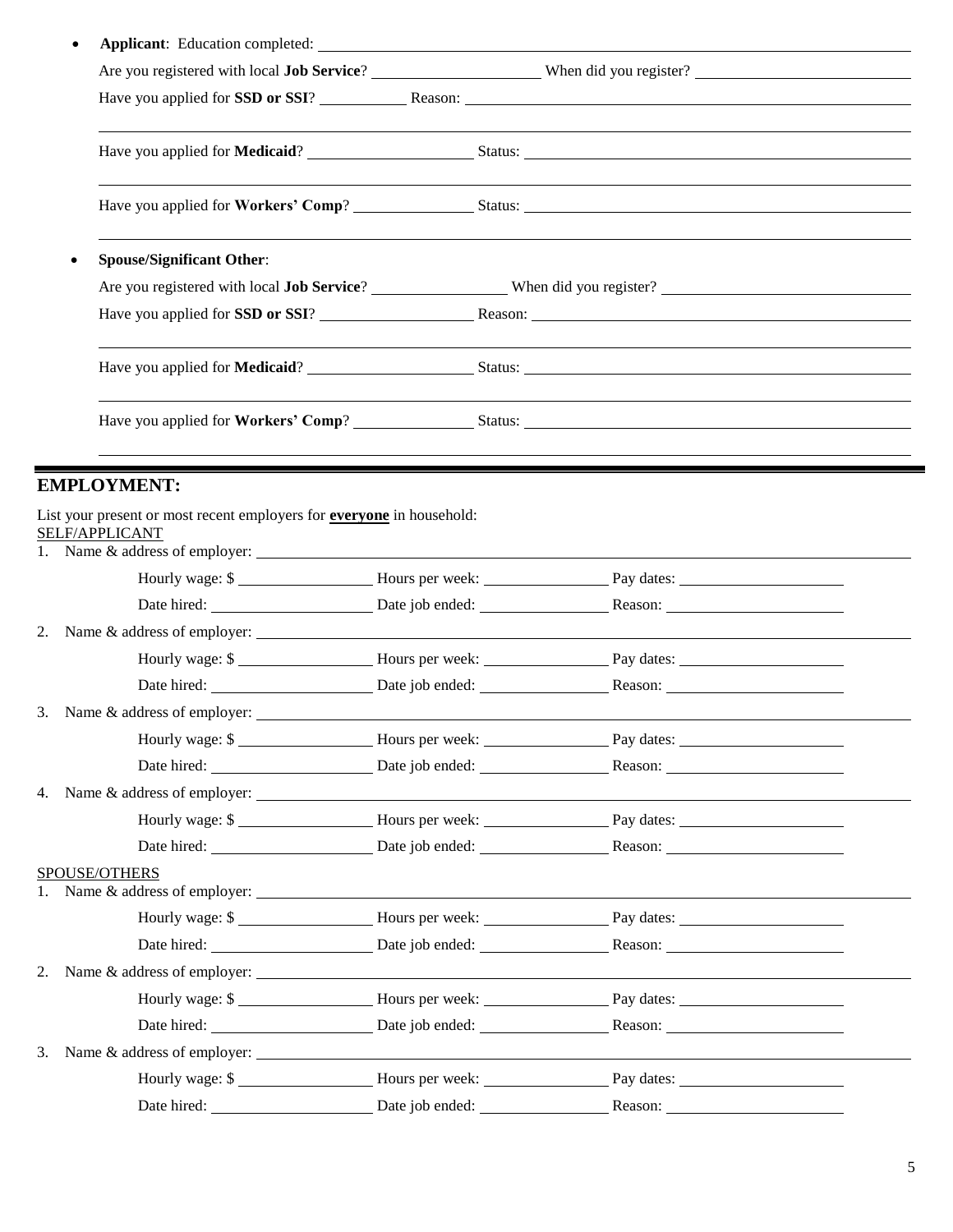- **Applicant**: Education completed: \_\_\_\_\_\_\_\_\_\_\_\_\_\_\_\_\_\_\_\_

  Are you registered with local **Job Service**? \_\_\_\_\_\_\_\_\_\_ When did you register? \_\_\_\_\_\_\_\_\_\_

  Have you applied for **SSD or SSI**? \_\_\_\_\_\_\_\_ Reason: \_\_\_\_\_\_\_\_\_\_\_\_\_\_\_\_\_\_\_\_

  Have you applied for **Medicaid**? \_\_\_\_\_\_\_\_\_\_ Status: \_\_\_\_\_\_\_\_\_\_\_\_\_\_\_\_\_\_\_\_

  Have you applied for **Workers' Comp**? \_\_\_\_\_\_\_\_ Status: \_\_\_\_\_\_\_\_\_\_\_\_\_\_\_\_\_\_\_\_

- **Spouse/Significant Other**:

  Are you registered with local **Job Service**? \_\_\_\_\_\_\_\_\_\_ When did you register? \_\_\_\_\_\_\_\_\_\_

  Have you applied for **SSD or SSI**? \_\_\_\_\_\_\_\_ Reason: \_\_\_\_\_\_\_\_\_\_\_\_\_\_\_\_\_\_\_\_

  Have you applied for **Medicaid**? \_\_\_\_\_\_\_\_\_\_ Status: \_\_\_\_\_\_\_\_\_\_\_\_\_\_\_\_\_\_\_\_

  Have you applied for **Workers' Comp**? \_\_\_\_\_\_\_\_ Status: \_\_\_\_\_\_\_\_\_\_\_\_\_\_\_\_\_\_\_\_

## EMPLOYMENT:

List your present or most recent employers for **everyone** in household:

SELF/APPLICANT

1. Name & address of employer: \_\_\_\_\_\_\_\_\_\_\_\_\_\_\_\_\_\_\_\_

   Hourly wage: $ \_\_\_\_\_\_\_\_ Hours per week: \_\_\_\_\_\_\_\_ Pay dates: \_\_\_\_\_\_\_\_

   Date hired: \_\_\_\_\_\_\_\_ Date job ended: \_\_\_\_\_\_\_\_ Reason: \_\_\_\_\_\_\_\_

2. Name & address of employer: \_\_\_\_\_\_\_\_\_\_\_\_\_\_\_\_\_\_\_\_

   Hourly wage: $ \_\_\_\_\_\_\_\_ Hours per week: \_\_\_\_\_\_\_\_ Pay dates: \_\_\_\_\_\_\_\_

   Date hired: \_\_\_\_\_\_\_\_ Date job ended: \_\_\_\_\_\_\_\_ Reason: \_\_\_\_\_\_\_\_

3. Name & address of employer: \_\_\_\_\_\_\_\_\_\_\_\_\_\_\_\_\_\_\_\_

   Hourly wage: $ \_\_\_\_\_\_\_\_ Hours per week: \_\_\_\_\_\_\_\_ Pay dates: \_\_\_\_\_\_\_\_

   Date hired: \_\_\_\_\_\_\_\_ Date job ended: \_\_\_\_\_\_\_\_ Reason: \_\_\_\_\_\_\_\_

4. Name & address of employer: \_\_\_\_\_\_\_\_\_\_\_\_\_\_\_\_\_\_\_\_

   Hourly wage: $ \_\_\_\_\_\_\_\_ Hours per week: \_\_\_\_\_\_\_\_ Pay dates: \_\_\_\_\_\_\_\_

   Date hired: \_\_\_\_\_\_\_\_ Date job ended: \_\_\_\_\_\_\_\_ Reason: \_\_\_\_\_\_\_\_

SPOUSE/OTHERS

1. Name & address of employer: \_\_\_\_\_\_\_\_\_\_\_\_\_\_\_\_\_\_\_\_

   Hourly wage: $ \_\_\_\_\_\_\_\_ Hours per week: \_\_\_\_\_\_\_\_ Pay dates: \_\_\_\_\_\_\_\_

   Date hired: \_\_\_\_\_\_\_\_ Date job ended: \_\_\_\_\_\_\_\_ Reason: \_\_\_\_\_\_\_\_

2. Name & address of employer: \_\_\_\_\_\_\_\_\_\_\_\_\_\_\_\_\_\_\_\_

   Hourly wage: $ \_\_\_\_\_\_\_\_ Hours per week: \_\_\_\_\_\_\_\_ Pay dates: \_\_\_\_\_\_\_\_

   Date hired: \_\_\_\_\_\_\_\_ Date job ended: \_\_\_\_\_\_\_\_ Reason: \_\_\_\_\_\_\_\_

3. Name & address of employer: \_\_\_\_\_\_\_\_\_\_\_\_\_\_\_\_\_\_\_\_

   Hourly wage: $ \_\_\_\_\_\_\_\_ Hours per week: \_\_\_\_\_\_\_\_ Pay dates: \_\_\_\_\_\_\_\_

   Date hired: \_\_\_\_\_\_\_\_ Date job ended: \_\_\_\_\_\_\_\_ Reason: \_\_\_\_\_\_\_\_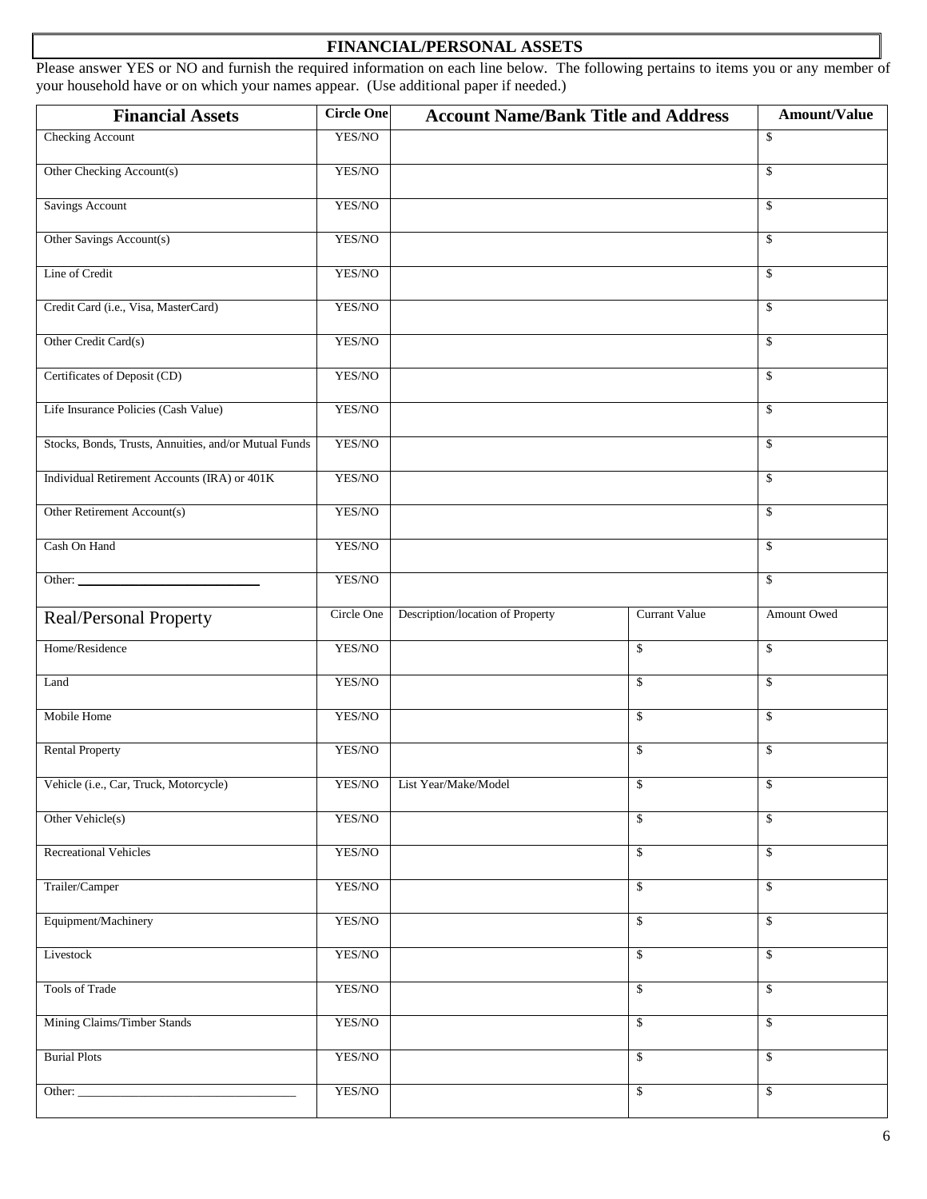## FINANCIAL/PERSONAL ASSETS

Please answer YES or NO and furnish the required information on each line below. The following pertains to items you or any member of your household have or on which your names appear. (Use additional paper if needed.)

| Financial Assets | Circle One | Account Name/Bank Title and Address | | Amount/Value |
|---|---|---|---|---|
| Checking Account | YES/NO | | | $ |
| Other Checking Account(s) | YES/NO | | | $ |
| Savings Account | YES/NO | | | $ |
| Other Savings Account(s) | YES/NO | | | $ |
| Line of Credit | YES/NO | | | $ |
| Credit Card (i.e., Visa, MasterCard) | YES/NO | | | $ |
| Other Credit Card(s) | YES/NO | | | $ |
| Certificates of Deposit (CD) | YES/NO | | | $ |
| Life Insurance Policies (Cash Value) | YES/NO | | | $ |
| Stocks, Bonds, Trusts, Annuities, and/or Mutual Funds | YES/NO | | | $ |
| Individual Retirement Accounts (IRA) or 401K | YES/NO | | | $ |
| Other Retirement Account(s) | YES/NO | | | $ |
| Cash On Hand | YES/NO | | | $ |
| Other: ____________________ | YES/NO | | | $ |
| **Real/Personal Property** | Circle One | Description/location of Property | Currant Value | Amount Owed |
| Home/Residence | YES/NO | | $ | $ |
| Land | YES/NO | | $ | $ |
| Mobile Home | YES/NO | | $ | $ |
| Rental Property | YES/NO | | $ | $ |
| Vehicle (i.e., Car, Truck, Motorcycle) | YES/NO | List Year/Make/Model | $ | $ |
| Other Vehicle(s) | YES/NO | | $ | $ |
| Recreational Vehicles | YES/NO | | $ | $ |
| Trailer/Camper | YES/NO | | $ | $ |
| Equipment/Machinery | YES/NO | | $ | $ |
| Livestock | YES/NO | | $ | $ |
| Tools of Trade | YES/NO | | $ | $ |
| Mining Claims/Timber Stands | YES/NO | | $ | $ |
| Burial Plots | YES/NO | | $ | $ |
| Other: ____________________ | YES/NO | | $ | $ |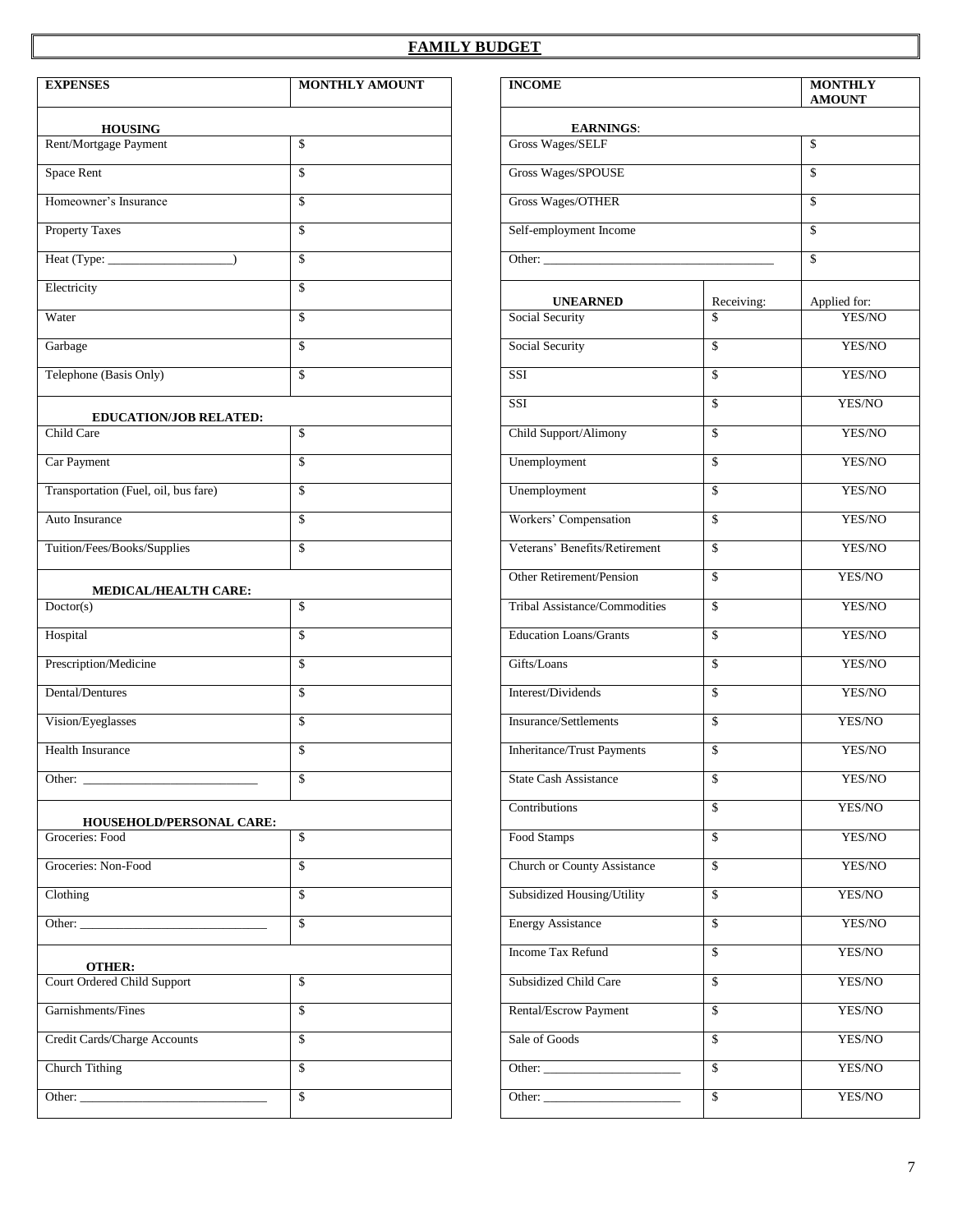# FAMILY BUDGET

| EXPENSES | MONTHLY AMOUNT |
|---|---|
| **HOUSING** | |
| Rent/Mortgage Payment | $ |
| Space Rent | $ |
| Homeowner's Insurance | $ |
| Property Taxes | $ |
| Heat (Type: ____________________) | $ |
| Electricity | $ |
| Water | $ |
| Garbage | $ |
| Telephone (Basis Only) | $ |
| **EDUCATION/JOB RELATED:** | |
| Child Care | $ |
| Car Payment | $ |
| Transportation (Fuel, oil, bus fare) | $ |
| Auto Insurance | $ |
| Tuition/Fees/Books/Supplies | $ |
| **MEDICAL/HEALTH CARE:** | |
| Doctor(s) | $ |
| Hospital | $ |
| Prescription/Medicine | $ |
| Dental/Dentures | $ |
| Vision/Eyeglasses | $ |
| Health Insurance | $ |
| Other: ____________________________ | $ |
| **HOUSEHOLD/PERSONAL CARE:** | |
| Groceries: Food | $ |
| Groceries: Non-Food | $ |
| Clothing | $ |
| Other: ______________________________ | $ |
| **OTHER:** | |
| Court Ordered Child Support | $ |
| Garnishments/Fines | $ |
| Credit Cards/Charge Accounts | $ |
| Church Tithing | $ |
| Other: ______________________________ | $ |

| INCOME | | MONTHLY AMOUNT |
|---|---|---|
| **EARNINGS**: | | |
| Gross Wages/SELF | | $ |
| Gross Wages/SPOUSE | | $ |
| Gross Wages/OTHER | | $ |
| Self-employment Income | | $ |
| Other: ____________________________________ | | $ |
| **UNEARNED** | Receiving: | Applied for: |
| Social Security | $ | YES/NO |
| Social Security | $ | YES/NO |
| SSI | $ | YES/NO |
| SSI | $ | YES/NO |
| Child Support/Alimony | $ | YES/NO |
| Unemployment | $ | YES/NO |
| Unemployment | $ | YES/NO |
| Workers' Compensation | $ | YES/NO |
| Veterans' Benefits/Retirement | $ | YES/NO |
| Other Retirement/Pension | $ | YES/NO |
| Tribal Assistance/Commodities | $ | YES/NO |
| Education Loans/Grants | $ | YES/NO |
| Gifts/Loans | $ | YES/NO |
| Interest/Dividends | $ | YES/NO |
| Insurance/Settlements | $ | YES/NO |
| Inheritance/Trust Payments | $ | YES/NO |
| State Cash Assistance | $ | YES/NO |
| Contributions | $ | YES/NO |
| Food Stamps | $ | YES/NO |
| Church or County Assistance | $ | YES/NO |
| Subsidized Housing/Utility | $ | YES/NO |
| Energy Assistance | $ | YES/NO |
| Income Tax Refund | $ | YES/NO |
| Subsidized Child Care | $ | YES/NO |
| Rental/Escrow Payment | $ | YES/NO |
| Sale of Goods | $ | YES/NO |
| Other: ______________________ | $ | YES/NO |
| Other: ______________________ | $ | YES/NO |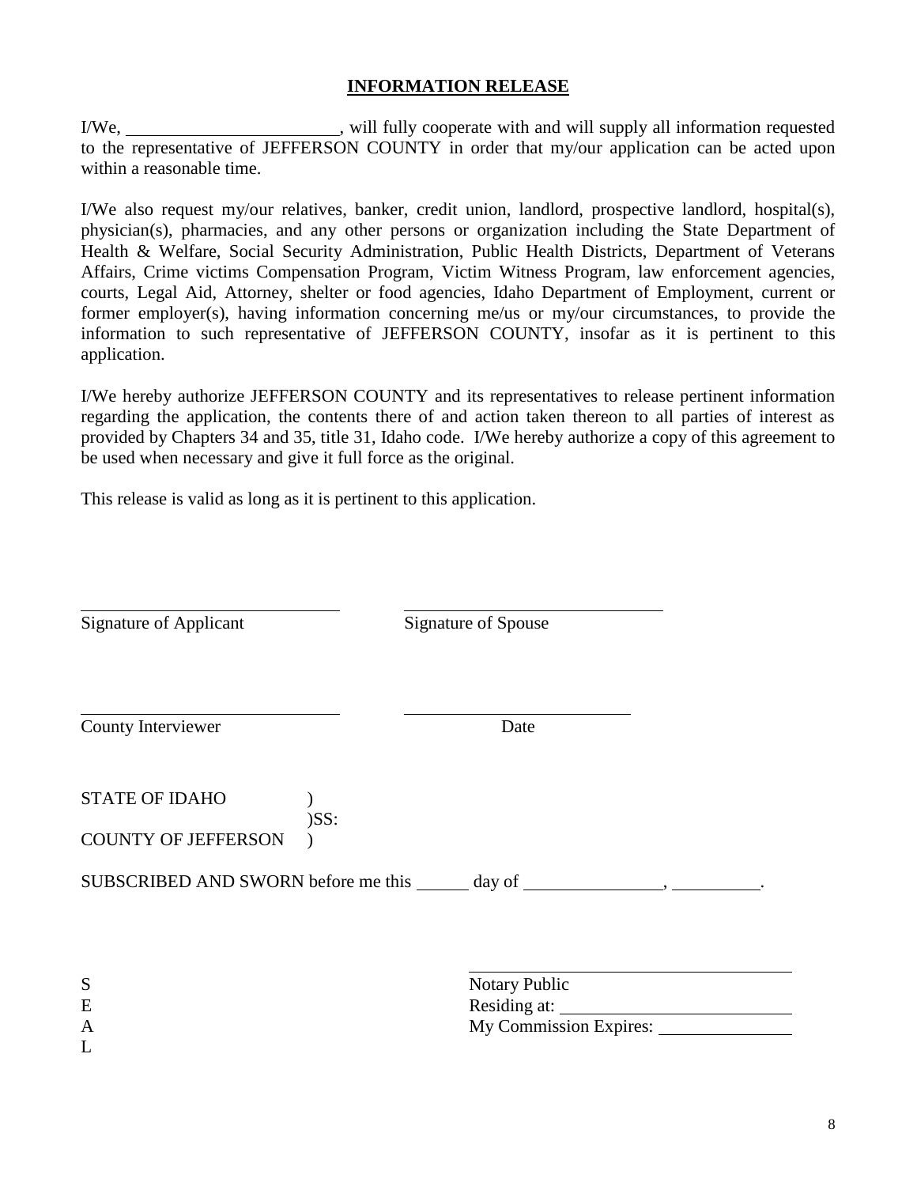**INFORMATION RELEASE**

I/We, ________________________, will fully cooperate with and will supply all information requested to the representative of JEFFERSON COUNTY in order that my/our application can be acted upon within a reasonable time.

I/We also request my/our relatives, banker, credit union, landlord, prospective landlord, hospital(s), physician(s), pharmacies, and any other persons or organization including the State Department of Health & Welfare, Social Security Administration, Public Health Districts, Department of Veterans Affairs, Crime victims Compensation Program, Victim Witness Program, law enforcement agencies, courts, Legal Aid, Attorney, shelter or food agencies, Idaho Department of Employment, current or former employer(s), having information concerning me/us or my/our circumstances, to provide the information to such representative of JEFFERSON COUNTY, insofar as it is pertinent to this application.

I/We hereby authorize JEFFERSON COUNTY and its representatives to release pertinent information regarding the application, the contents there of and action taken thereon to all parties of interest as provided by Chapters 34 and 35, title 31, Idaho code. I/We hereby authorize a copy of this agreement to be used when necessary and give it full force as the original.

This release is valid as long as it is pertinent to this application.

______________________________ ______________________________
Signature of Applicant Signature of Spouse

______________________________ ______________________________
County Interviewer Date

STATE OF IDAHO )
)SS:
COUNTY OF JEFFERSON )

SUBSCRIBED AND SWORN before me this ______ day of _______________, __________.

S
E
A
L

______________________________
Notary Public
Residing at: ______________________
My Commission Expires: ______________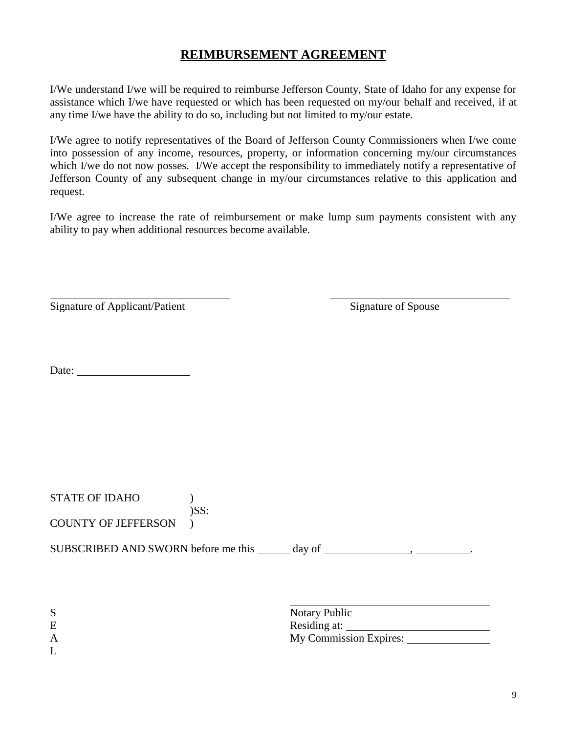## **REIMBURSEMENT AGREEMENT**

I/We understand I/we will be required to reimburse Jefferson County, State of Idaho for any expense for assistance which I/we have requested or which has been requested on my/our behalf and received, if at any time I/we have the ability to do so, including but not limited to my/our estate.

I/We agree to notify representatives of the Board of Jefferson County Commissioners when I/we come into possession of any income, resources, property, or information concerning my/our circumstances which I/we do not now posses. I/We accept the responsibility to immediately notify a representative of Jefferson County of any subsequent change in my/our circumstances relative to this application and request.

I/We agree to increase the rate of reimbursement or make lump sum payments consistent with any ability to pay when additional resources become available.

\_\_\_\_\_\_\_\_\_\_\_\_\_\_\_\_\_\_\_\_\_\_\_\_\_\_\_\_\_\_ \_\_\_\_\_\_\_\_\_\_\_\_\_\_\_\_\_\_\_\_\_\_\_\_\_\_\_\_\_\_

Signature of Applicant/Patient Signature of Spouse

Date: \_\_\_\_\_\_\_\_\_\_\_\_\_\_\_\_\_\_\_\_

STATE OF IDAHO )
)SS:
COUNTY OF JEFFERSON )

SUBSCRIBED AND SWORN before me this \_\_\_\_\_ day of \_\_\_\_\_\_\_\_\_\_\_\_\_\_, \_\_\_\_\_\_\_\_\_.

S
E
A
L

\_\_\_\_\_\_\_\_\_\_\_\_\_\_\_\_\_\_\_\_\_\_\_\_\_\_\_\_\_\_
Notary Public
Residing at: \_\_\_\_\_\_\_\_\_\_\_\_\_\_\_\_\_\_\_\_\_\_
My Commission Expires: \_\_\_\_\_\_\_\_\_\_\_\_\_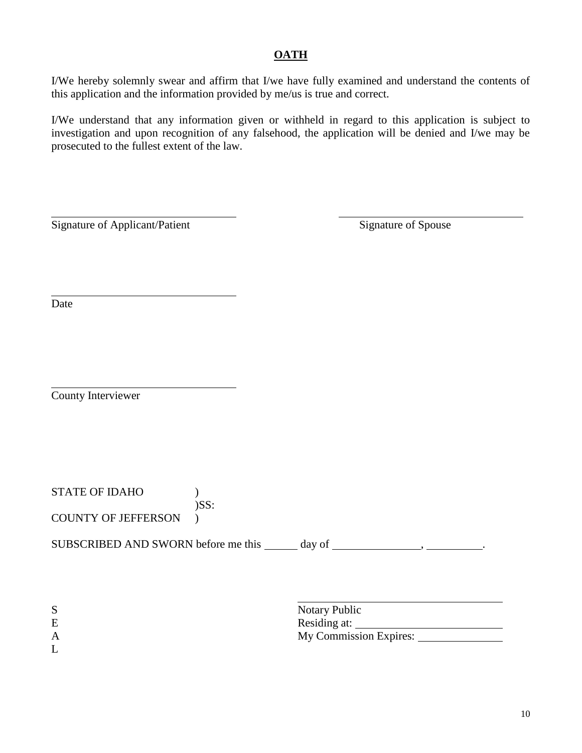## OATH

I/We hereby solemnly swear and affirm that I/we have fully examined and understand the contents of this application and the information provided by me/us is true and correct.

I/We understand that any information given or withheld in regard to this application is subject to investigation and upon recognition of any falsehood, the application will be denied and I/we may be prosecuted to the fullest extent of the law.

\_\_\_\_\_\_\_\_\_\_\_\_\_\_\_\_\_\_\_\_\_\_\_\_\_\_\_\_\_\_\_\_\_\_\_\_ \_\_\_\_\_\_\_\_\_\_\_\_\_\_\_\_\_\_\_\_\_\_\_\_\_\_\_\_\_\_\_\_\_\_\_\_

Signature of Applicant/Patient Signature of Spouse

\_\_\_\_\_\_\_\_\_\_\_\_\_\_\_\_\_\_\_\_\_\_\_\_\_\_\_\_\_\_\_\_\_\_\_\_

Date

\_\_\_\_\_\_\_\_\_\_\_\_\_\_\_\_\_\_\_\_\_\_\_\_\_\_\_\_\_\_\_\_\_\_\_\_

County Interviewer

STATE OF IDAHO )
)SS:
COUNTY OF JEFFERSON )

SUBSCRIBED AND SWORN before me this \_\_\_\_\_\_ day of \_\_\_\_\_\_\_\_\_\_\_\_\_\_\_\_, \_\_\_\_\_\_\_\_\_\_.

\_\_\_\_\_\_\_\_\_\_\_\_\_\_\_\_\_\_\_\_\_\_\_\_\_\_\_\_\_\_\_\_\_\_\_\_

S Notary Public
E Residing at: \_\_\_\_\_\_\_\_\_\_\_\_\_\_\_\_\_\_\_\_\_\_\_\_\_\_
A My Commission Expires: \_\_\_\_\_\_\_\_\_\_\_\_\_\_\_\_
L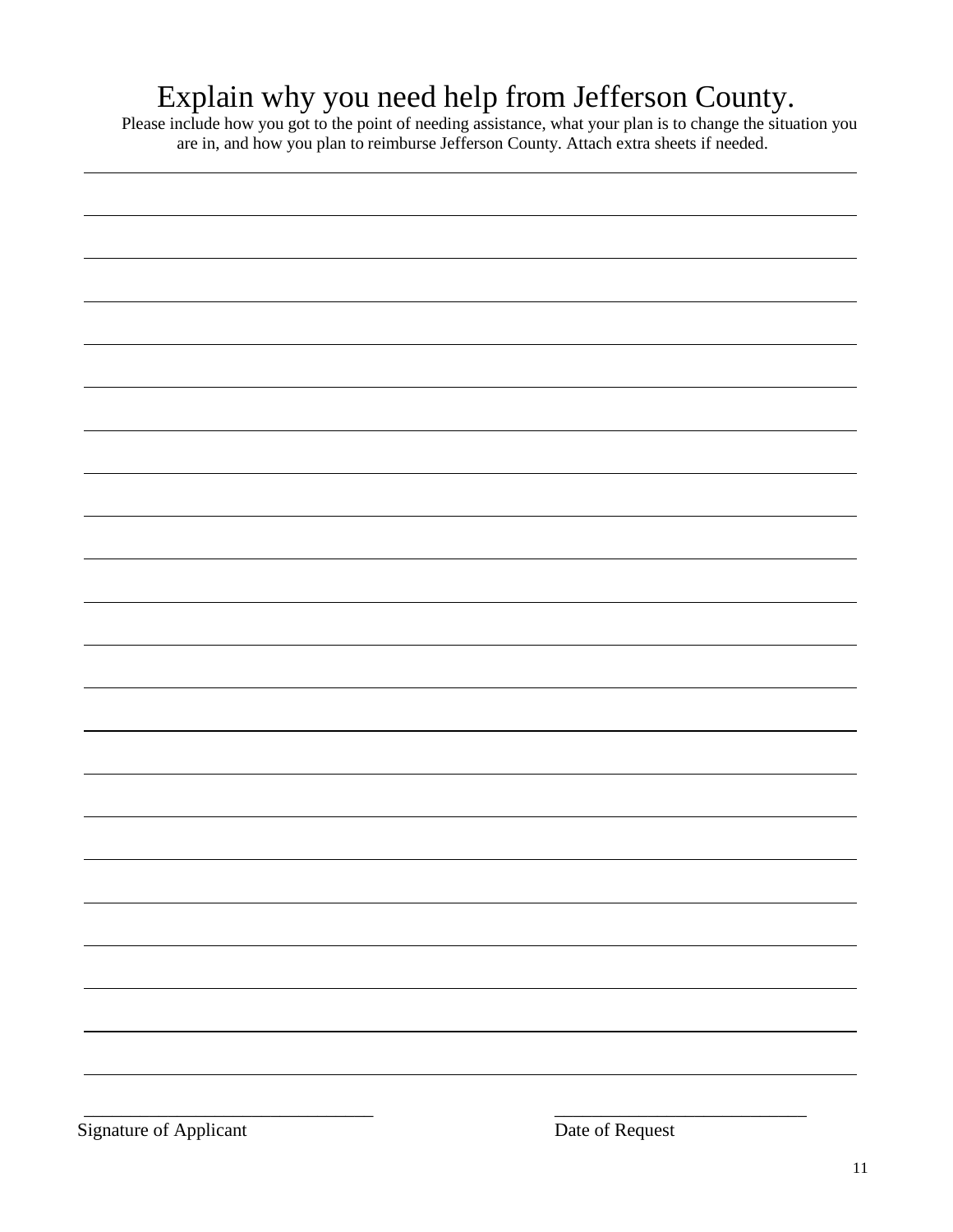# Explain why you need help from Jefferson County.

Please include how you got to the point of needing assistance, what your plan is to change the situation you are in, and how you plan to reimburse Jefferson County. Attach extra sheets if needed.

\_\_\_\_\_\_\_\_\_\_\_\_\_\_\_\_\_\_\_\_\_\_\_\_\_\_\_\_\_\_\_\_\_\_\_\_\_\_\_\_\_\_\_\_\_\_\_\_\_\_\_\_\_\_\_\_\_\_\_\_\_\_\_\_\_\_\_\_\_\_\_\_\_\_\_\_\_\_

\_\_\_\_\_\_\_\_\_\_\_\_\_\_\_\_\_\_\_\_\_\_\_\_\_\_\_\_\_\_\_\_\_\_\_\_\_\_\_\_\_\_\_\_\_\_\_\_\_\_\_\_\_\_\_\_\_\_\_\_\_\_\_\_\_\_\_\_\_\_\_\_\_\_\_\_\_\_

\_\_\_\_\_\_\_\_\_\_\_\_\_\_\_\_\_\_\_\_\_\_\_\_\_\_\_\_\_\_\_\_\_\_\_\_\_\_\_\_\_\_\_\_\_\_\_\_\_\_\_\_\_\_\_\_\_\_\_\_\_\_\_\_\_\_\_\_\_\_\_\_\_\_\_\_\_\_

\_\_\_\_\_\_\_\_\_\_\_\_\_\_\_\_\_\_\_\_\_\_\_\_\_\_\_\_\_\_\_\_\_\_\_\_\_\_\_\_\_\_\_\_\_\_\_\_\_\_\_\_\_\_\_\_\_\_\_\_\_\_\_\_\_\_\_\_\_\_\_\_\_\_\_\_\_\_

\_\_\_\_\_\_\_\_\_\_\_\_\_\_\_\_\_\_\_\_\_\_\_\_\_\_\_\_\_\_\_\_\_\_\_\_\_\_\_\_\_\_\_\_\_\_\_\_\_\_\_\_\_\_\_\_\_\_\_\_\_\_\_\_\_\_\_\_\_\_\_\_\_\_\_\_\_\_

\_\_\_\_\_\_\_\_\_\_\_\_\_\_\_\_\_\_\_\_\_\_\_\_\_\_\_\_\_\_\_\_\_\_\_\_\_\_\_\_\_\_\_\_\_\_\_\_\_\_\_\_\_\_\_\_\_\_\_\_\_\_\_\_\_\_\_\_\_\_\_\_\_\_\_\_\_\_

\_\_\_\_\_\_\_\_\_\_\_\_\_\_\_\_\_\_\_\_\_\_\_\_\_\_\_\_\_\_\_\_\_\_\_\_\_\_\_\_\_\_\_\_\_\_\_\_\_\_\_\_\_\_\_\_\_\_\_\_\_\_\_\_\_\_\_\_\_\_\_\_\_\_\_\_\_\_

\_\_\_\_\_\_\_\_\_\_\_\_\_\_\_\_\_\_\_\_\_\_\_\_\_\_\_\_\_\_\_\_\_\_\_\_\_\_\_\_\_\_\_\_\_\_\_\_\_\_\_\_\_\_\_\_\_\_\_\_\_\_\_\_\_\_\_\_\_\_\_\_\_\_\_\_\_\_

\_\_\_\_\_\_\_\_\_\_\_\_\_\_\_\_\_\_\_\_\_\_\_\_\_\_\_\_\_\_\_\_\_\_\_\_\_\_\_\_\_\_\_\_\_\_\_\_\_\_\_\_\_\_\_\_\_\_\_\_\_\_\_\_\_\_\_\_\_\_\_\_\_\_\_\_\_\_

\_\_\_\_\_\_\_\_\_\_\_\_\_\_\_\_\_\_\_\_\_\_\_\_\_\_\_\_\_\_\_\_\_\_\_\_\_\_\_\_\_\_\_\_\_\_\_\_\_\_\_\_\_\_\_\_\_\_\_\_\_\_\_\_\_\_\_\_\_\_\_\_\_\_\_\_\_\_

\_\_\_\_\_\_\_\_\_\_\_\_\_\_\_\_\_\_\_\_\_\_\_\_\_\_\_\_\_\_\_\_\_\_\_\_\_\_\_\_\_\_\_\_\_\_\_\_\_\_\_\_\_\_\_\_\_\_\_\_\_\_\_\_\_\_\_\_\_\_\_\_\_\_\_\_\_\_

\_\_\_\_\_\_\_\_\_\_\_\_\_\_\_\_\_\_\_\_\_\_\_\_\_\_\_\_\_\_\_\_\_\_\_\_\_\_\_\_\_\_\_\_\_\_\_\_\_\_\_\_\_\_\_\_\_\_\_\_\_\_\_\_\_\_\_\_\_\_\_\_\_\_\_\_\_\_

\_\_\_\_\_\_\_\_\_\_\_\_\_\_\_\_\_\_\_\_\_\_\_\_\_\_\_\_\_\_\_\_\_\_\_\_\_\_\_\_\_\_\_\_\_\_\_\_\_\_\_\_\_\_\_\_\_\_\_\_\_\_\_\_\_\_\_\_\_\_\_\_\_\_\_\_\_\_

\_\_\_\_\_\_\_\_\_\_\_\_\_\_\_\_\_\_\_\_\_\_\_\_\_\_\_\_\_\_\_\_\_\_\_\_\_\_\_\_\_\_\_\_\_\_\_\_\_\_\_\_\_\_\_\_\_\_\_\_\_\_\_\_\_\_\_\_\_\_\_\_\_\_\_\_\_\_

\_\_\_\_\_\_\_\_\_\_\_\_\_\_\_\_\_\_\_\_\_\_\_\_\_\_\_\_\_\_\_\_\_\_\_\_\_\_\_\_\_\_\_\_\_\_\_\_\_\_\_\_\_\_\_\_\_\_\_\_\_\_\_\_\_\_\_\_\_\_\_\_\_\_\_\_\_\_

\_\_\_\_\_\_\_\_\_\_\_\_\_\_\_\_\_\_\_\_\_\_\_\_\_\_\_\_\_\_\_\_\_\_\_\_\_\_\_\_\_\_\_\_\_\_\_\_\_\_\_\_\_\_\_\_\_\_\_\_\_\_\_\_\_\_\_\_\_\_\_\_\_\_\_\_\_\_

\_\_\_\_\_\_\_\_\_\_\_\_\_\_\_\_\_\_\_\_\_\_\_\_\_\_\_\_\_\_\_\_\_\_\_\_\_\_\_\_\_\_\_\_\_\_\_\_\_\_\_\_\_\_\_\_\_\_\_\_\_\_\_\_\_\_\_\_\_\_\_\_\_\_\_\_\_\_

\_\_\_\_\_\_\_\_\_\_\_\_\_\_\_\_\_\_\_\_\_\_\_\_\_\_\_\_\_\_\_\_\_\_\_\_\_\_\_\_\_\_\_\_\_\_\_\_\_\_\_\_\_\_\_\_\_\_\_\_\_\_\_\_\_\_\_\_\_\_\_\_\_\_\_\_\_\_

\_\_\_\_\_\_\_\_\_\_\_\_\_\_\_\_\_\_\_\_\_\_\_\_\_\_\_\_\_\_\_\_\_\_\_\_\_\_\_\_\_\_\_\_\_\_\_\_\_\_\_\_\_\_\_\_\_\_\_\_\_\_\_\_\_\_\_\_\_\_\_\_\_\_\_\_\_\_

\_\_\_\_\_\_\_\_\_\_\_\_\_\_\_\_\_\_\_\_\_\_\_\_\_\_\_\_\_\_\_\_\_\_\_\_\_\_\_\_\_\_\_\_\_\_\_\_\_\_\_\_\_\_\_\_\_\_\_\_\_\_\_\_\_\_\_\_\_\_\_\_\_\_\_\_\_\_

\_\_\_\_\_\_\_\_\_\_\_\_\_\_\_\_\_\_\_\_\_\_\_\_\_\_\_\_\_\_\_\_\_\_\_\_\_\_\_\_\_\_\_\_\_\_\_\_\_\_\_\_\_\_\_\_\_\_\_\_\_\_\_\_\_\_\_\_\_\_\_\_\_\_\_\_\_\_

\_\_\_\_\_\_\_\_\_\_\_\_\_\_\_\_\_\_\_\_\_\_\_\_\_\_\_\_\_\_\_\_\_\_\_\_\_\_\_\_\_\_\_\_\_\_\_\_\_\_\_\_\_\_\_\_\_\_\_\_\_\_\_\_\_\_\_\_\_\_\_\_\_\_\_\_\_\_

\_\_\_\_\_\_\_\_\_\_\_\_\_\_\_\_\_\_\_\_\_\_\_\_\_\_\_\_\_\_\_\_ &nbsp;&nbsp;&nbsp;&nbsp;&nbsp;&nbsp;&nbsp;&nbsp;&nbsp;&nbsp;&nbsp;&nbsp; \_\_\_\_\_\_\_\_\_\_\_\_\_\_\_\_\_\_\_\_\_\_\_\_\_\_\_\_

Signature of Applicant &nbsp;&nbsp;&nbsp;&nbsp;&nbsp;&nbsp;&nbsp;&nbsp;&nbsp;&nbsp;&nbsp;&nbsp;&nbsp;&nbsp;&nbsp;&nbsp;&nbsp;&nbsp;&nbsp;&nbsp;&nbsp;&nbsp;&nbsp;&nbsp; Date of Request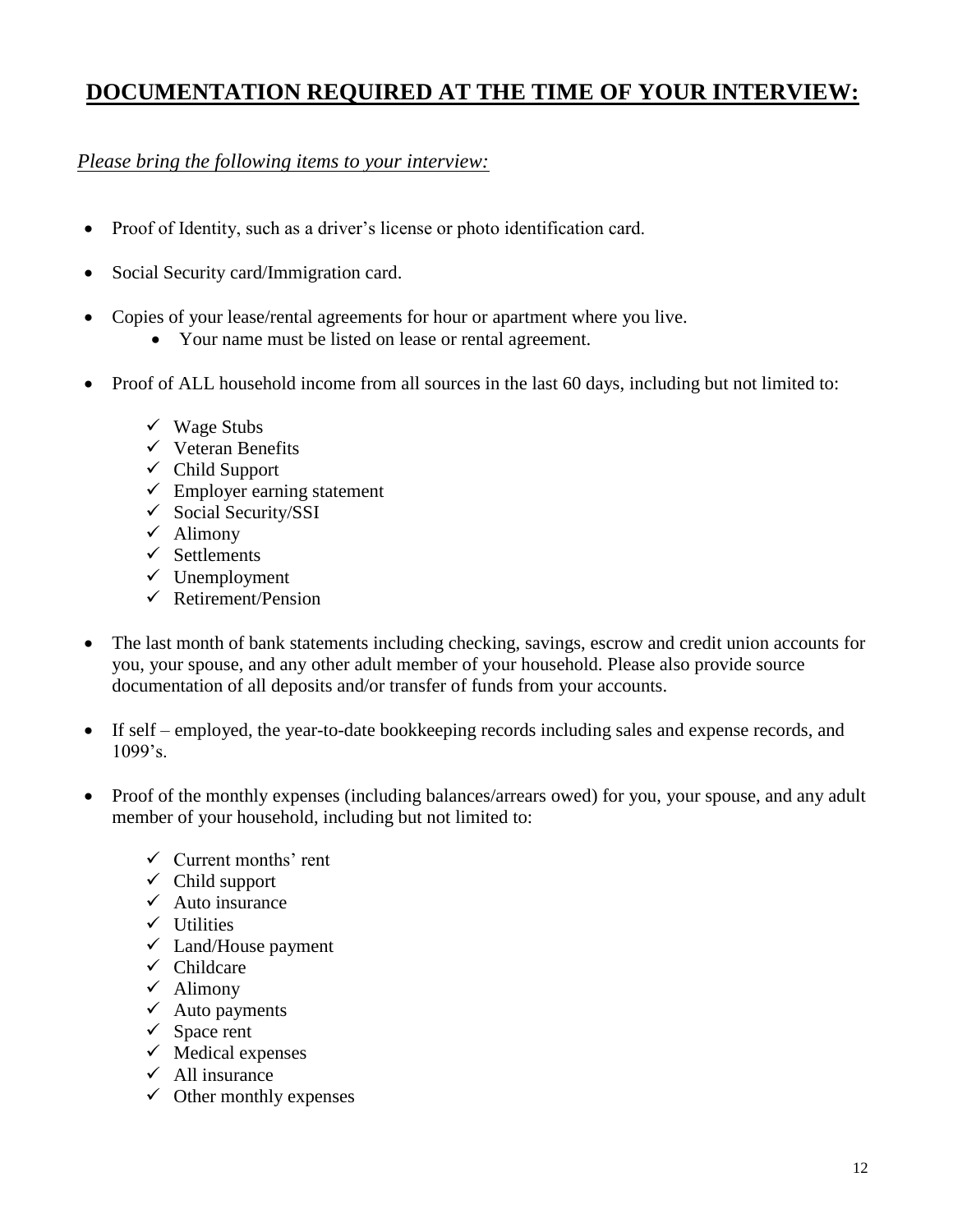# **DOCUMENTATION REQUIRED AT THE TIME OF YOUR INTERVIEW:**

*Please bring the following items to your interview:*

- Proof of Identity, such as a driver's license or photo identification card.
- Social Security card/Immigration card.
- Copies of your lease/rental agreements for hour or apartment where you live.
  - Your name must be listed on lease or rental agreement.
- Proof of ALL household income from all sources in the last 60 days, including but not limited to:
  - ✓ Wage Stubs
  - ✓ Veteran Benefits
  - ✓ Child Support
  - ✓ Employer earning statement
  - ✓ Social Security/SSI
  - ✓ Alimony
  - ✓ Settlements
  - ✓ Unemployment
  - ✓ Retirement/Pension
- The last month of bank statements including checking, savings, escrow and credit union accounts for you, your spouse, and any other adult member of your household. Please also provide source documentation of all deposits and/or transfer of funds from your accounts.
- If self – employed, the year-to-date bookkeeping records including sales and expense records, and 1099's.
- Proof of the monthly expenses (including balances/arrears owed) for you, your spouse, and any adult member of your household, including but not limited to:
  - ✓ Current months' rent
  - ✓ Child support
  - ✓ Auto insurance
  - ✓ Utilities
  - ✓ Land/House payment
  - ✓ Childcare
  - ✓ Alimony
  - ✓ Auto payments
  - ✓ Space rent
  - ✓ Medical expenses
  - ✓ All insurance
  - ✓ Other monthly expenses